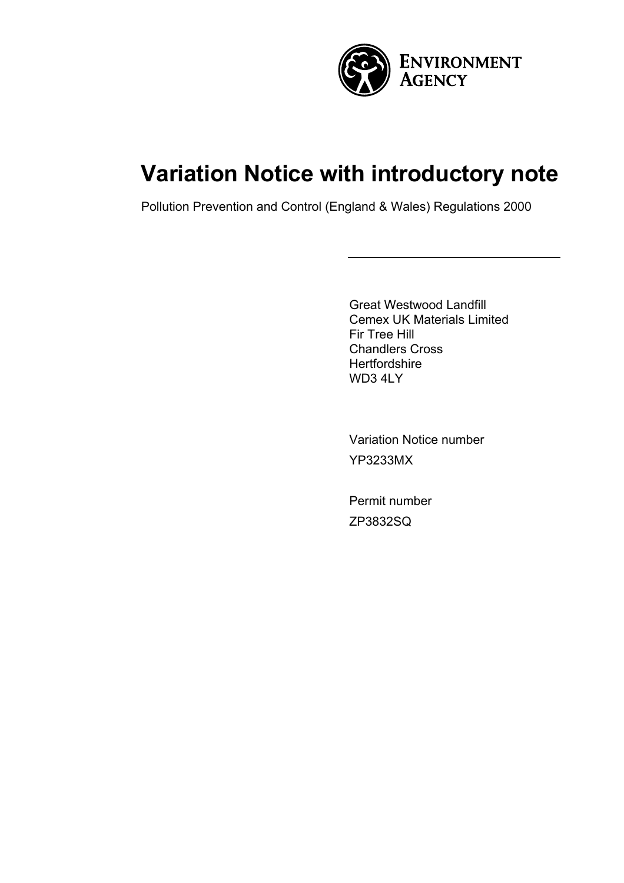ENVIRONMENT AGENCY

# Variation Notice with introductory note

Pollution Prevention and Control (England & Wales) Regulations 2000

Great Westwood Landfill
Cemex UK Materials Limited
Fir Tree Hill
Chandlers Cross
Hertfordshire
WD3 4LY

Variation Notice number

YP3233MX

Permit number

ZP3832SQ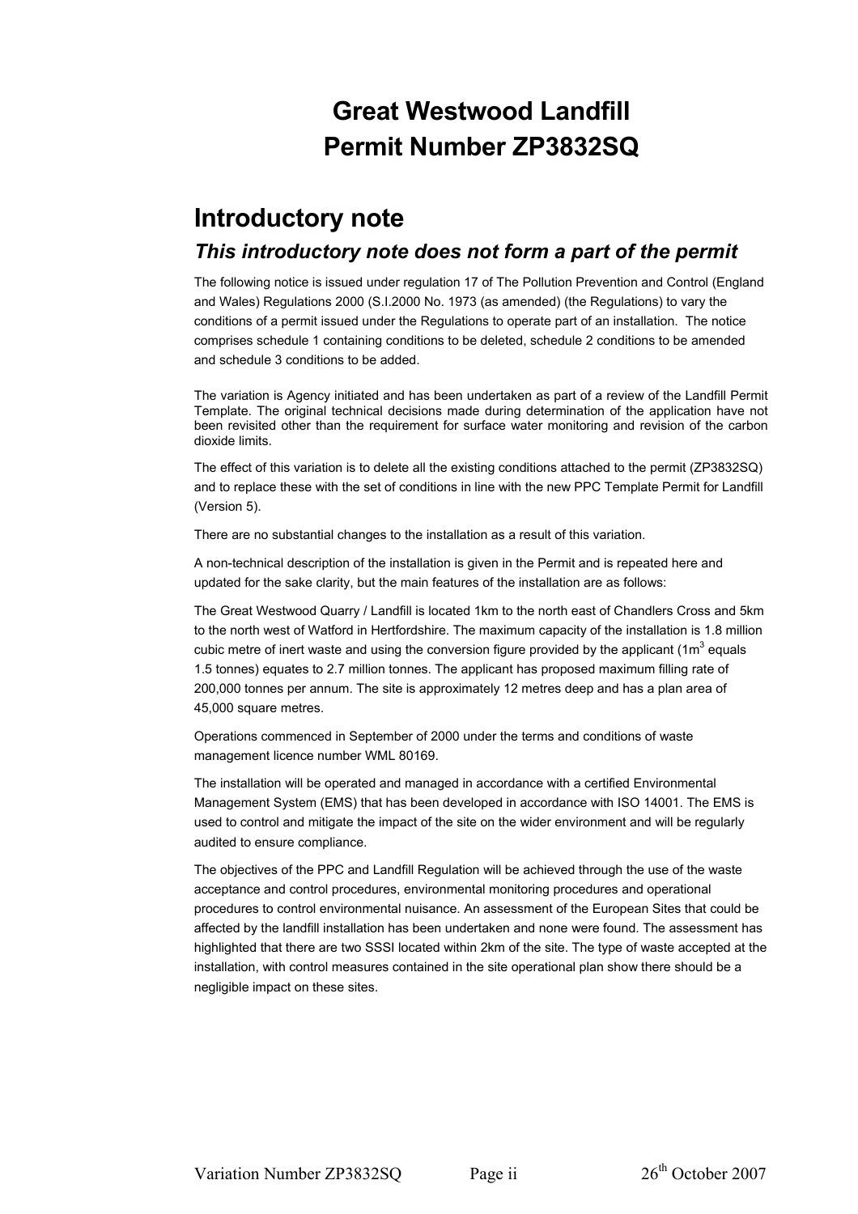# Great Westwood Landfill
# Permit Number ZP3832SQ

## Introductory note

### *This introductory note does not form a part of the permit*

The following notice is issued under regulation 17 of The Pollution Prevention and Control (England and Wales) Regulations 2000 (S.I.2000 No. 1973 (as amended) (the Regulations) to vary the conditions of a permit issued under the Regulations to operate part of an installation. The notice comprises schedule 1 containing conditions to be deleted, schedule 2 conditions to be amended and schedule 3 conditions to be added.

The variation is Agency initiated and has been undertaken as part of a review of the Landfill Permit Template. The original technical decisions made during determination of the application have not been revisited other than the requirement for surface water monitoring and revision of the carbon dioxide limits.

The effect of this variation is to delete all the existing conditions attached to the permit (ZP3832SQ) and to replace these with the set of conditions in line with the new PPC Template Permit for Landfill (Version 5).

There are no substantial changes to the installation as a result of this variation.

A non-technical description of the installation is given in the Permit and is repeated here and updated for the sake clarity, but the main features of the installation are as follows:

The Great Westwood Quarry / Landfill is located 1km to the north east of Chandlers Cross and 5km to the north west of Watford in Hertfordshire. The maximum capacity of the installation is 1.8 million cubic metre of inert waste and using the conversion figure provided by the applicant ($1m^3$ equals 1.5 tonnes) equates to 2.7 million tonnes. The applicant has proposed maximum filling rate of 200,000 tonnes per annum. The site is approximately 12 metres deep and has a plan area of 45,000 square metres.

Operations commenced in September of 2000 under the terms and conditions of waste management licence number WML 80169.

The installation will be operated and managed in accordance with a certified Environmental Management System (EMS) that has been developed in accordance with ISO 14001. The EMS is used to control and mitigate the impact of the site on the wider environment and will be regularly audited to ensure compliance.

The objectives of the PPC and Landfill Regulation will be achieved through the use of the waste acceptance and control procedures, environmental monitoring procedures and operational procedures to control environmental nuisance. An assessment of the European Sites that could be affected by the landfill installation has been undertaken and none were found. The assessment has highlighted that there are two SSSI located within 2km of the site. The type of waste accepted at the installation, with control measures contained in the site operational plan show there should be a negligible impact on these sites.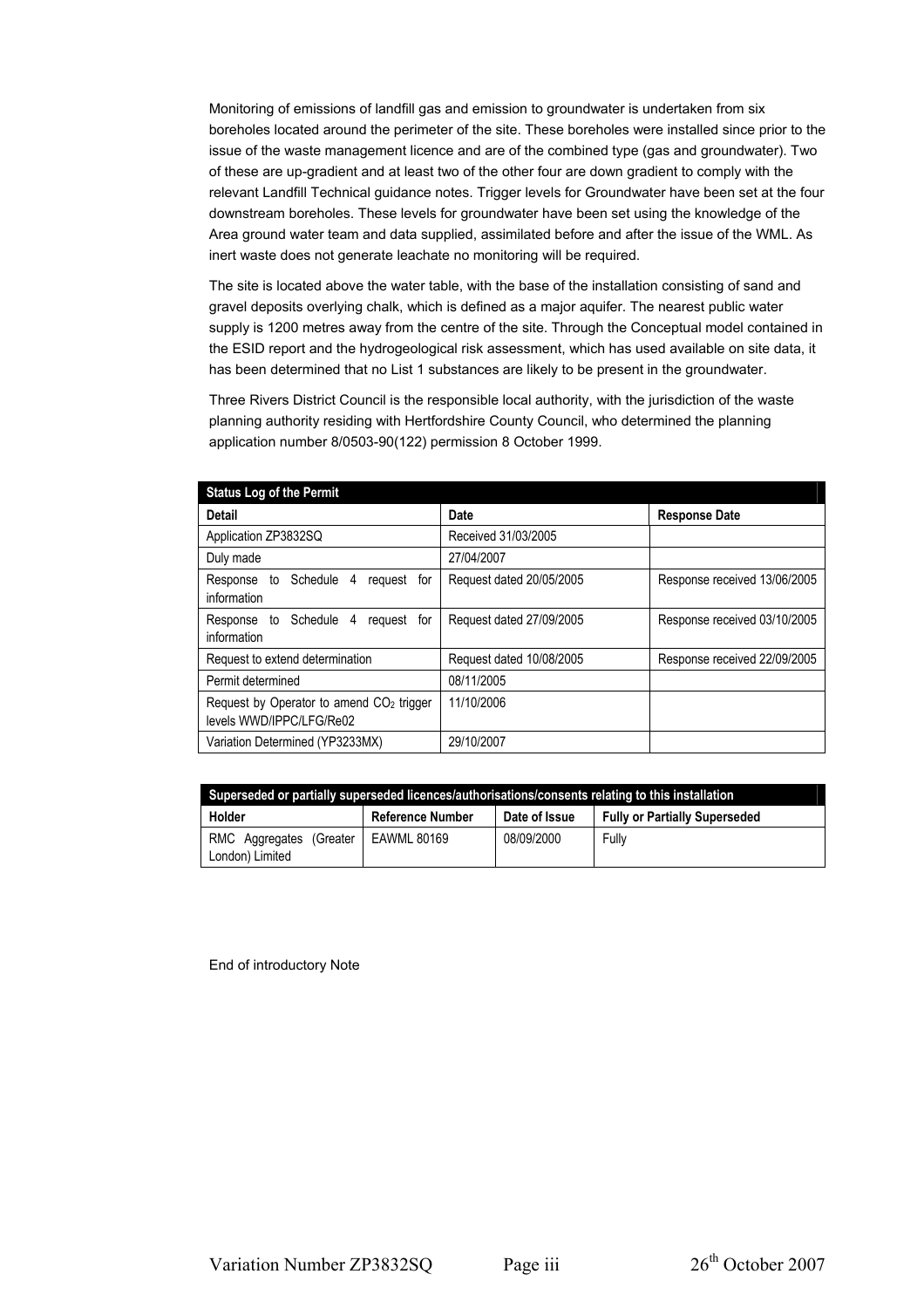Monitoring of emissions of landfill gas and emission to groundwater is undertaken from six boreholes located around the perimeter of the site. These boreholes were installed since prior to the issue of the waste management licence and are of the combined type (gas and groundwater). Two of these are up-gradient and at least two of the other four are down gradient to comply with the relevant Landfill Technical guidance notes. Trigger levels for Groundwater have been set at the four downstream boreholes. These levels for groundwater have been set using the knowledge of the Area ground water team and data supplied, assimilated before and after the issue of the WML. As inert waste does not generate leachate no monitoring will be required.

The site is located above the water table, with the base of the installation consisting of sand and gravel deposits overlying chalk, which is defined as a major aquifer. The nearest public water supply is 1200 metres away from the centre of the site. Through the Conceptual model contained in the ESID report and the hydrogeological risk assessment, which has used available on site data, it has been determined that no List 1 substances are likely to be present in the groundwater.

Three Rivers District Council is the responsible local authority, with the jurisdiction of the waste planning authority residing with Hertfordshire County Council, who determined the planning application number 8/0503-90(122) permission 8 October 1999.

| **Status Log of the Permit** | | |
|---|---|---|
| **Detail** | **Date** | **Response Date** |
| Application ZP3832SQ | Received 31/03/2005 | |
| Duly made | 27/04/2007 | |
| Response to Schedule 4 request for information | Request dated 20/05/2005 | Response received 13/06/2005 |
| Response to Schedule 4 request for information | Request dated 27/09/2005 | Response received 03/10/2005 |
| Request to extend determination | Request dated 10/08/2005 | Response received 22/09/2005 |
| Permit determined | 08/11/2005 | |
| Request by Operator to amend $CO_2$ trigger levels WWD/IPPC/LFG/Re02 | 11/10/2006 | |
| Variation Determined (YP3233MX) | 29/10/2007 | |

| **Superseded or partially superseded licences/authorisations/consents relating to this installation** | | | |
|---|---|---|---|
| **Holder** | **Reference Number** | **Date of Issue** | **Fully or Partially Superseded** |
| RMC Aggregates (Greater London) Limited | EAWML 80169 | 08/09/2000 | Fully |

End of introductory Note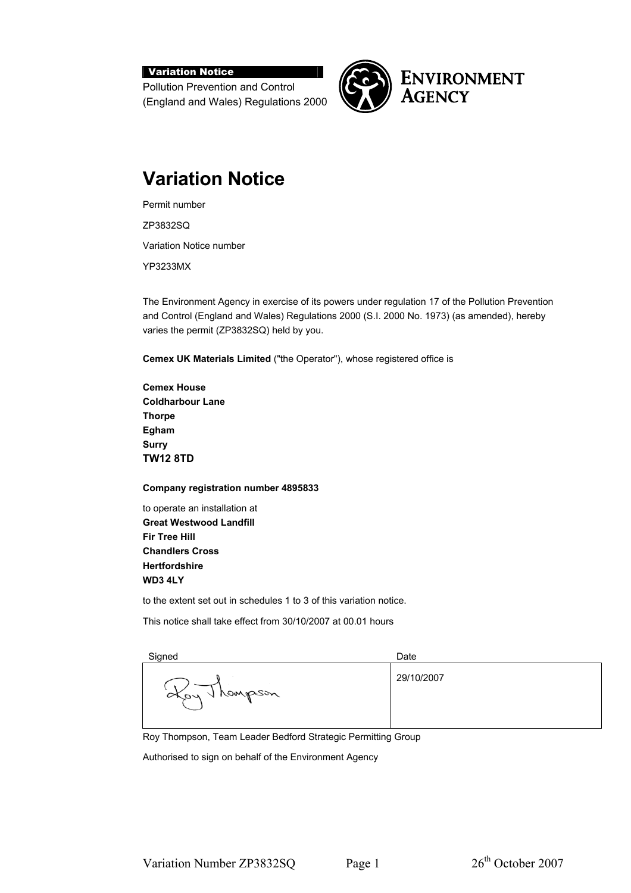**Variation Notice**

Pollution Prevention and Control
(England and Wales) Regulations 2000

ENVIRONMENT AGENCY

# Variation Notice

Permit number

ZP3832SQ

Variation Notice number

YP3233MX

The Environment Agency in exercise of its powers under regulation 17 of the Pollution Prevention and Control (England and Wales) Regulations 2000 (S.I. 2000 No. 1973) (as amended), hereby varies the permit (ZP3832SQ) held by you.

**Cemex UK Materials Limited** ("the Operator"), whose registered office is

**Cemex House**
**Coldharbour Lane**
**Thorpe**
**Egham**
**Surry**
**TW12 8TD**

**Company registration number 4895833**

to operate an installation at
**Great Westwood Landfill**
**Fir Tree Hill**
**Chandlers Cross**
**Hertfordshire**
**WD3 4LY**

to the extent set out in schedules 1 to 3 of this variation notice.

This notice shall take effect from 30/10/2007 at 00.01 hours

| Signed | Date |
|---|---|
| Roy Thompson | 29/10/2007 |

Roy Thompson, Team Leader Bedford Strategic Permitting Group

Authorised to sign on behalf of the Environment Agency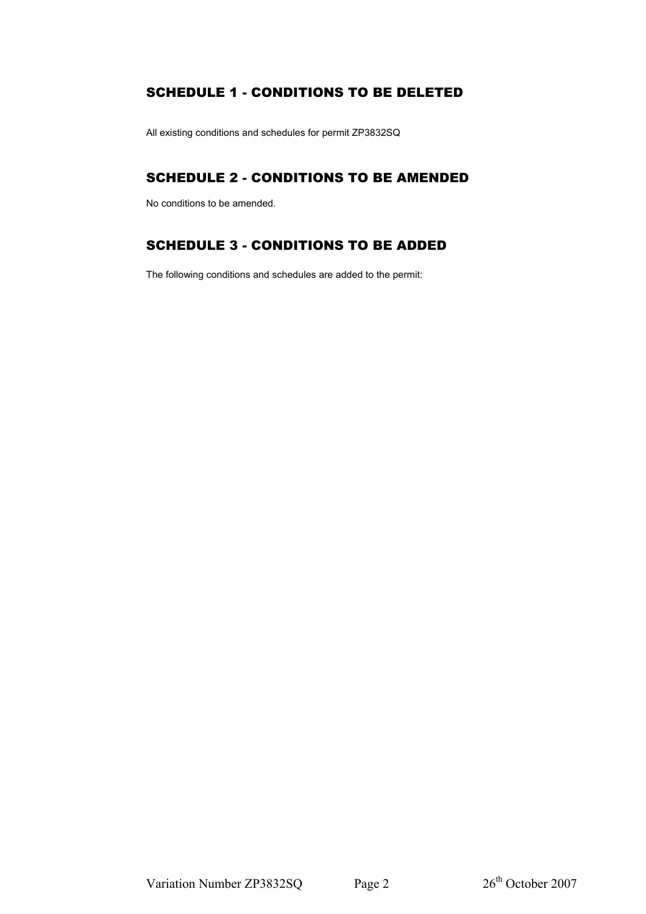## SCHEDULE 1 - CONDITIONS TO BE DELETED

All existing conditions and schedules for permit ZP3832SQ

## SCHEDULE 2 - CONDITIONS TO BE AMENDED

No conditions to be amended.

## SCHEDULE 3 - CONDITIONS TO BE ADDED

The following conditions and schedules are added to the permit: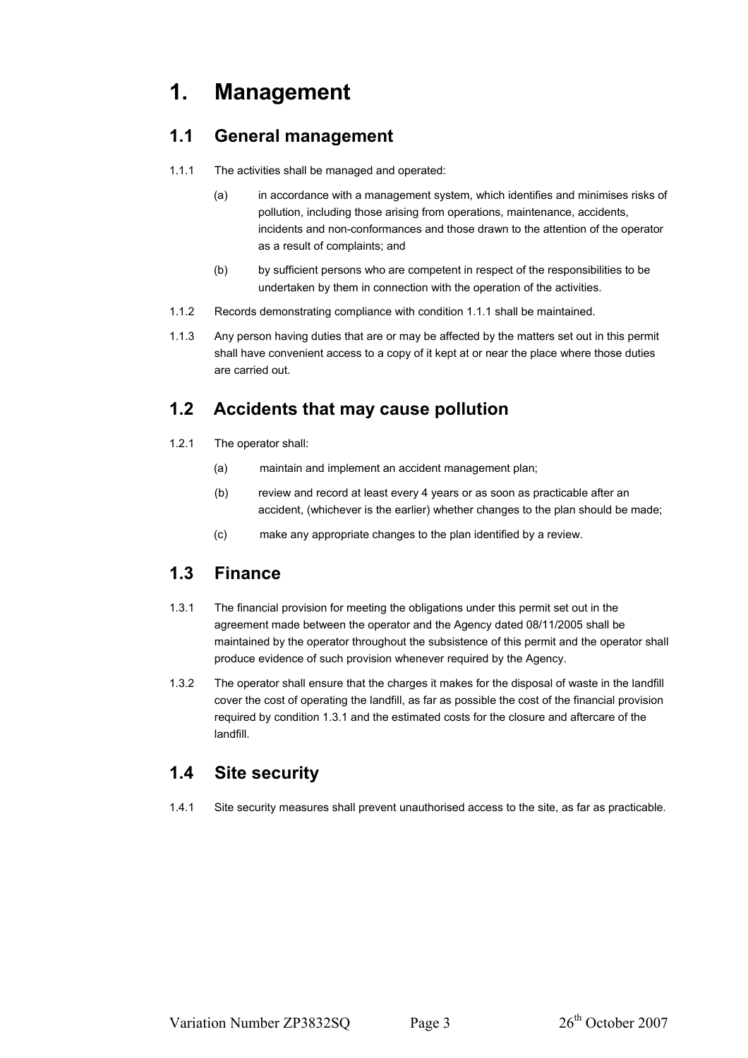# 1. Management

## 1.1 General management

1.1.1 The activities shall be managed and operated:

(a) in accordance with a management system, which identifies and minimises risks of pollution, including those arising from operations, maintenance, accidents, incidents and non-conformances and those drawn to the attention of the operator as a result of complaints; and

(b) by sufficient persons who are competent in respect of the responsibilities to be undertaken by them in connection with the operation of the activities.

1.1.2 Records demonstrating compliance with condition 1.1.1 shall be maintained.

1.1.3 Any person having duties that are or may be affected by the matters set out in this permit shall have convenient access to a copy of it kept at or near the place where those duties are carried out.

## 1.2 Accidents that may cause pollution

1.2.1 The operator shall:

(a) maintain and implement an accident management plan;

(b) review and record at least every 4 years or as soon as practicable after an accident, (whichever is the earlier) whether changes to the plan should be made;

(c) make any appropriate changes to the plan identified by a review.

## 1.3 Finance

1.3.1 The financial provision for meeting the obligations under this permit set out in the agreement made between the operator and the Agency dated 08/11/2005 shall be maintained by the operator throughout the subsistence of this permit and the operator shall produce evidence of such provision whenever required by the Agency.

1.3.2 The operator shall ensure that the charges it makes for the disposal of waste in the landfill cover the cost of operating the landfill, as far as possible the cost of the financial provision required by condition 1.3.1 and the estimated costs for the closure and aftercare of the landfill.

## 1.4 Site security

1.4.1 Site security measures shall prevent unauthorised access to the site, as far as practicable.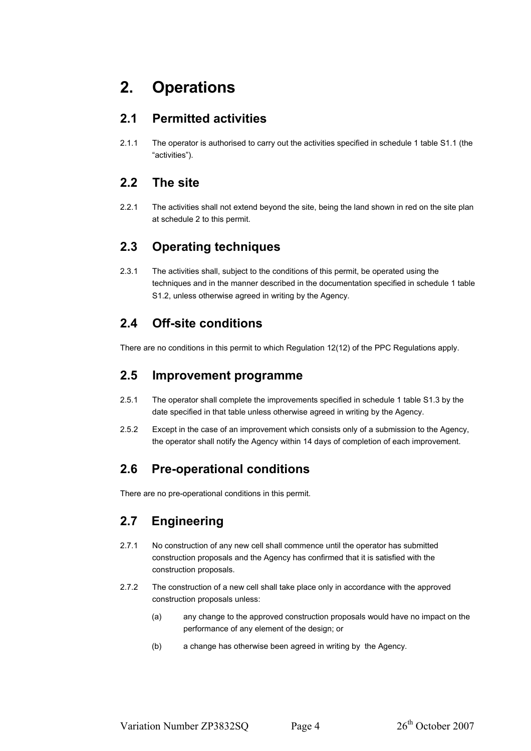# 2. Operations

## 2.1 Permitted activities

2.1.1 The operator is authorised to carry out the activities specified in schedule 1 table S1.1 (the "activities").

## 2.2 The site

2.2.1 The activities shall not extend beyond the site, being the land shown in red on the site plan at schedule 2 to this permit.

## 2.3 Operating techniques

2.3.1 The activities shall, subject to the conditions of this permit, be operated using the techniques and in the manner described in the documentation specified in schedule 1 table S1.2, unless otherwise agreed in writing by the Agency.

## 2.4 Off-site conditions

There are no conditions in this permit to which Regulation 12(12) of the PPC Regulations apply.

## 2.5 Improvement programme

2.5.1 The operator shall complete the improvements specified in schedule 1 table S1.3 by the date specified in that table unless otherwise agreed in writing by the Agency.

2.5.2 Except in the case of an improvement which consists only of a submission to the Agency, the operator shall notify the Agency within 14 days of completion of each improvement.

## 2.6 Pre-operational conditions

There are no pre-operational conditions in this permit.

## 2.7 Engineering

2.7.1 No construction of any new cell shall commence until the operator has submitted construction proposals and the Agency has confirmed that it is satisfied with the construction proposals.

2.7.2 The construction of a new cell shall take place only in accordance with the approved construction proposals unless:

(a) any change to the approved construction proposals would have no impact on the performance of any element of the design; or

(b) a change has otherwise been agreed in writing by the Agency.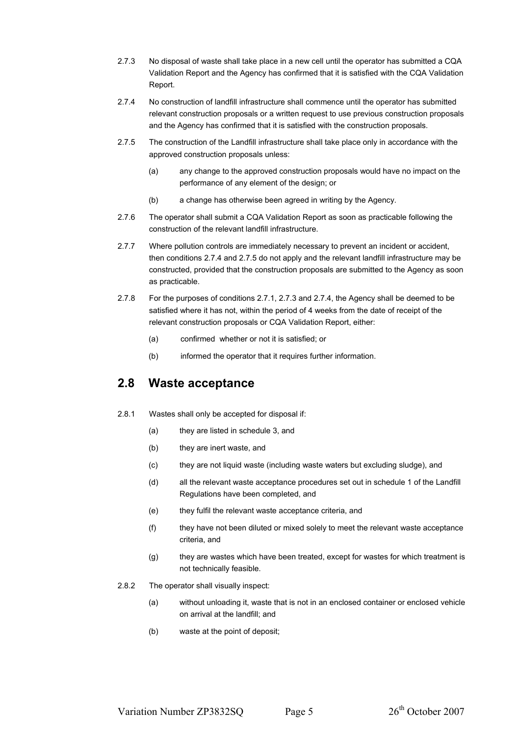2.7.3 No disposal of waste shall take place in a new cell until the operator has submitted a CQA Validation Report and the Agency has confirmed that it is satisfied with the CQA Validation Report.

2.7.4 No construction of landfill infrastructure shall commence until the operator has submitted relevant construction proposals or a written request to use previous construction proposals and the Agency has confirmed that it is satisfied with the construction proposals.

2.7.5 The construction of the Landfill infrastructure shall take place only in accordance with the approved construction proposals unless:

(a) any change to the approved construction proposals would have no impact on the performance of any element of the design; or

(b) a change has otherwise been agreed in writing by the Agency.

2.7.6 The operator shall submit a CQA Validation Report as soon as practicable following the construction of the relevant landfill infrastructure.

2.7.7 Where pollution controls are immediately necessary to prevent an incident or accident, then conditions 2.7.4 and 2.7.5 do not apply and the relevant landfill infrastructure may be constructed, provided that the construction proposals are submitted to the Agency as soon as practicable.

2.7.8 For the purposes of conditions 2.7.1, 2.7.3 and 2.7.4, the Agency shall be deemed to be satisfied where it has not, within the period of 4 weeks from the date of receipt of the relevant construction proposals or CQA Validation Report, either:

(a) confirmed whether or not it is satisfied; or

(b) informed the operator that it requires further information.

## 2.8 Waste acceptance

2.8.1 Wastes shall only be accepted for disposal if:

(a) they are listed in schedule 3, and

(b) they are inert waste, and

(c) they are not liquid waste (including waste waters but excluding sludge), and

(d) all the relevant waste acceptance procedures set out in schedule 1 of the Landfill Regulations have been completed, and

(e) they fulfil the relevant waste acceptance criteria, and

(f) they have not been diluted or mixed solely to meet the relevant waste acceptance criteria, and

(g) they are wastes which have been treated, except for wastes for which treatment is not technically feasible.

2.8.2 The operator shall visually inspect:

(a) without unloading it, waste that is not in an enclosed container or enclosed vehicle on arrival at the landfill; and

(b) waste at the point of deposit;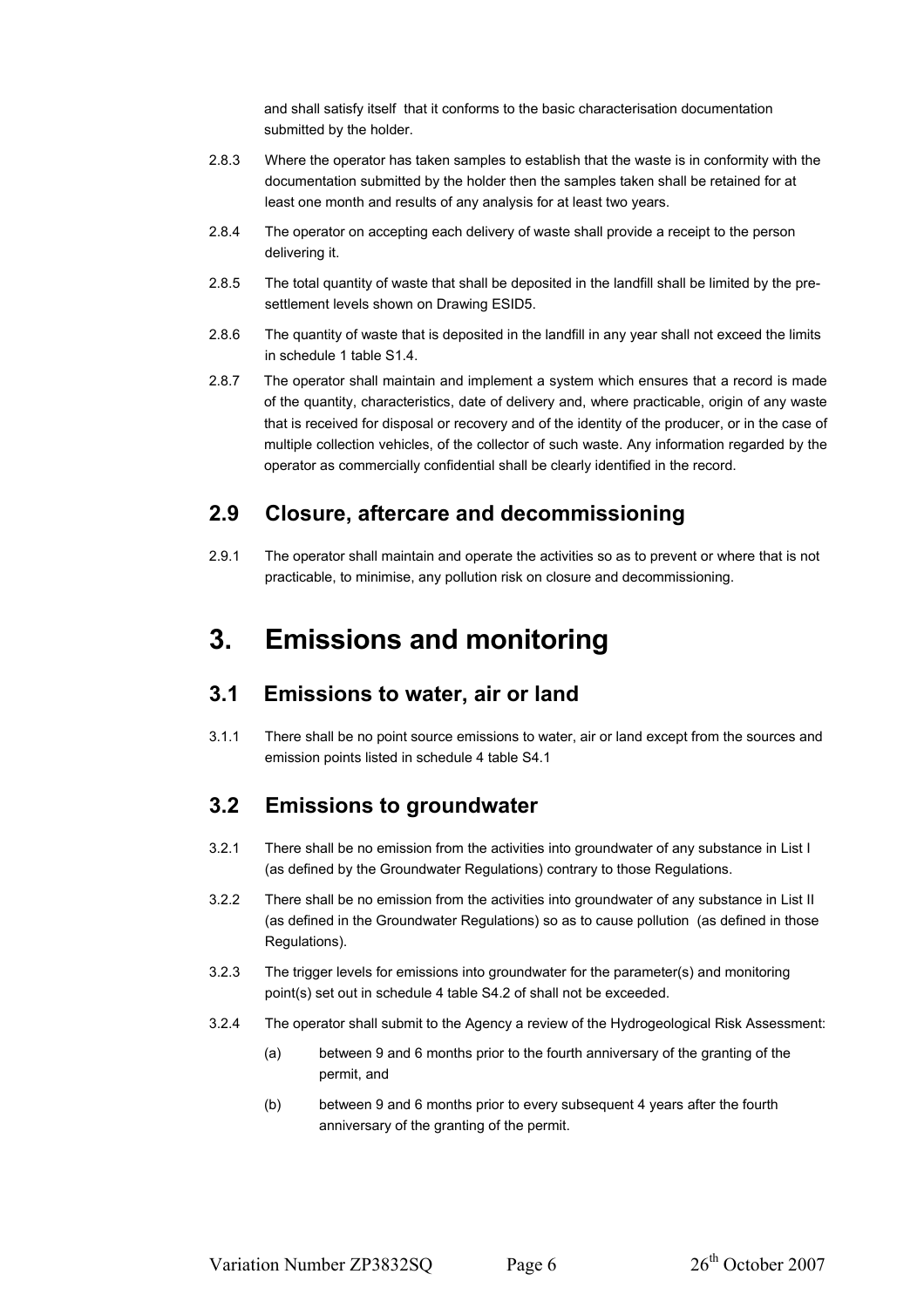and shall satisfy itself that it conforms to the basic characterisation documentation submitted by the holder.

2.8.3 Where the operator has taken samples to establish that the waste is in conformity with the documentation submitted by the holder then the samples taken shall be retained for at least one month and results of any analysis for at least two years.

2.8.4 The operator on accepting each delivery of waste shall provide a receipt to the person delivering it.

2.8.5 The total quantity of waste that shall be deposited in the landfill shall be limited by the pre-settlement levels shown on Drawing ESID5.

2.8.6 The quantity of waste that is deposited in the landfill in any year shall not exceed the limits in schedule 1 table S1.4.

2.8.7 The operator shall maintain and implement a system which ensures that a record is made of the quantity, characteristics, date of delivery and, where practicable, origin of any waste that is received for disposal or recovery and of the identity of the producer, or in the case of multiple collection vehicles, of the collector of such waste. Any information regarded by the operator as commercially confidential shall be clearly identified in the record.

## 2.9 Closure, aftercare and decommissioning

2.9.1 The operator shall maintain and operate the activities so as to prevent or where that is not practicable, to minimise, any pollution risk on closure and decommissioning.

# 3. Emissions and monitoring

## 3.1 Emissions to water, air or land

3.1.1 There shall be no point source emissions to water, air or land except from the sources and emission points listed in schedule 4 table S4.1

## 3.2 Emissions to groundwater

3.2.1 There shall be no emission from the activities into groundwater of any substance in List I (as defined by the Groundwater Regulations) contrary to those Regulations.

3.2.2 There shall be no emission from the activities into groundwater of any substance in List II (as defined in the Groundwater Regulations) so as to cause pollution (as defined in those Regulations).

3.2.3 The trigger levels for emissions into groundwater for the parameter(s) and monitoring point(s) set out in schedule 4 table S4.2 of shall not be exceeded.

3.2.4 The operator shall submit to the Agency a review of the Hydrogeological Risk Assessment:

(a) between 9 and 6 months prior to the fourth anniversary of the granting of the permit, and

(b) between 9 and 6 months prior to every subsequent 4 years after the fourth anniversary of the granting of the permit.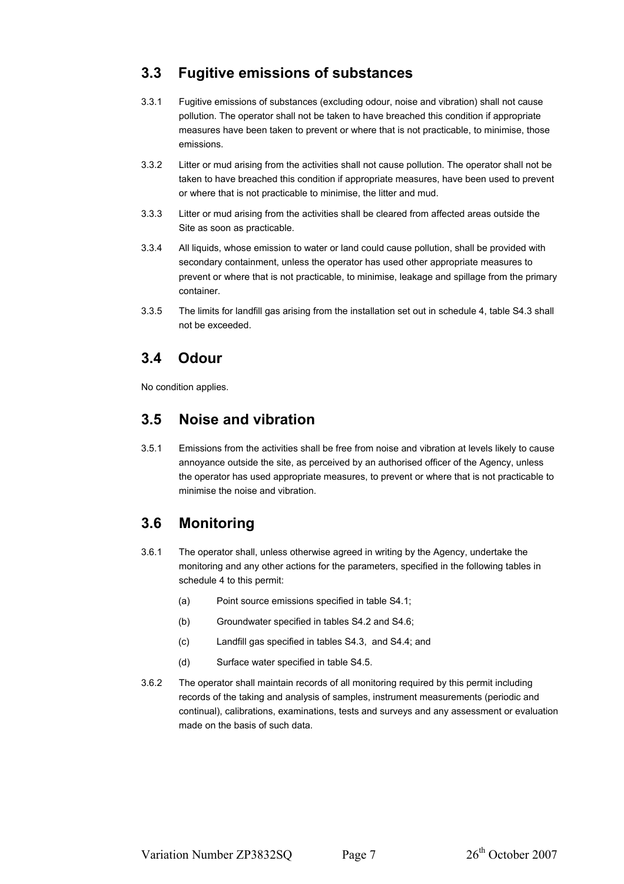## 3.3 Fugitive emissions of substances

3.3.1 Fugitive emissions of substances (excluding odour, noise and vibration) shall not cause pollution. The operator shall not be taken to have breached this condition if appropriate measures have been taken to prevent or where that is not practicable, to minimise, those emissions.

3.3.2 Litter or mud arising from the activities shall not cause pollution. The operator shall not be taken to have breached this condition if appropriate measures, have been used to prevent or where that is not practicable to minimise, the litter and mud.

3.3.3 Litter or mud arising from the activities shall be cleared from affected areas outside the Site as soon as practicable.

3.3.4 All liquids, whose emission to water or land could cause pollution, shall be provided with secondary containment, unless the operator has used other appropriate measures to prevent or where that is not practicable, to minimise, leakage and spillage from the primary container.

3.3.5 The limits for landfill gas arising from the installation set out in schedule 4, table S4.3 shall not be exceeded.

## 3.4 Odour

No condition applies.

## 3.5 Noise and vibration

3.5.1 Emissions from the activities shall be free from noise and vibration at levels likely to cause annoyance outside the site, as perceived by an authorised officer of the Agency, unless the operator has used appropriate measures, to prevent or where that is not practicable to minimise the noise and vibration.

## 3.6 Monitoring

3.6.1 The operator shall, unless otherwise agreed in writing by the Agency, undertake the monitoring and any other actions for the parameters, specified in the following tables in schedule 4 to this permit:

(a) Point source emissions specified in table S4.1;

(b) Groundwater specified in tables S4.2 and S4.6;

(c) Landfill gas specified in tables S4.3, and S4.4; and

(d) Surface water specified in table S4.5.

3.6.2 The operator shall maintain records of all monitoring required by this permit including records of the taking and analysis of samples, instrument measurements (periodic and continual), calibrations, examinations, tests and surveys and any assessment or evaluation made on the basis of such data.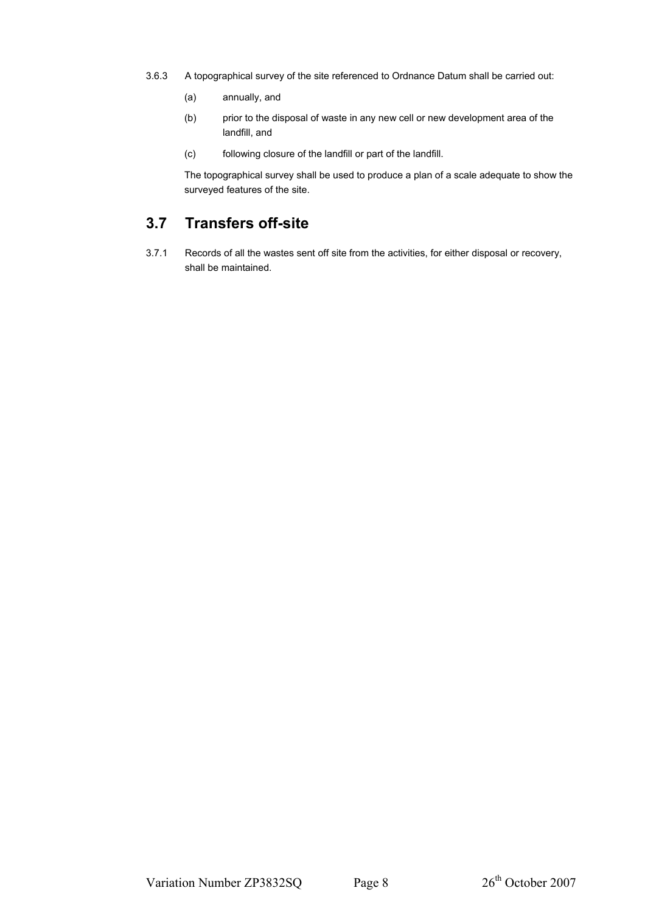3.6.3 A topographical survey of the site referenced to Ordnance Datum shall be carried out:

(a) annually, and

(b) prior to the disposal of waste in any new cell or new development area of the landfill, and

(c) following closure of the landfill or part of the landfill.

The topographical survey shall be used to produce a plan of a scale adequate to show the surveyed features of the site.

## 3.7 Transfers off-site

3.7.1 Records of all the wastes sent off site from the activities, for either disposal or recovery, shall be maintained.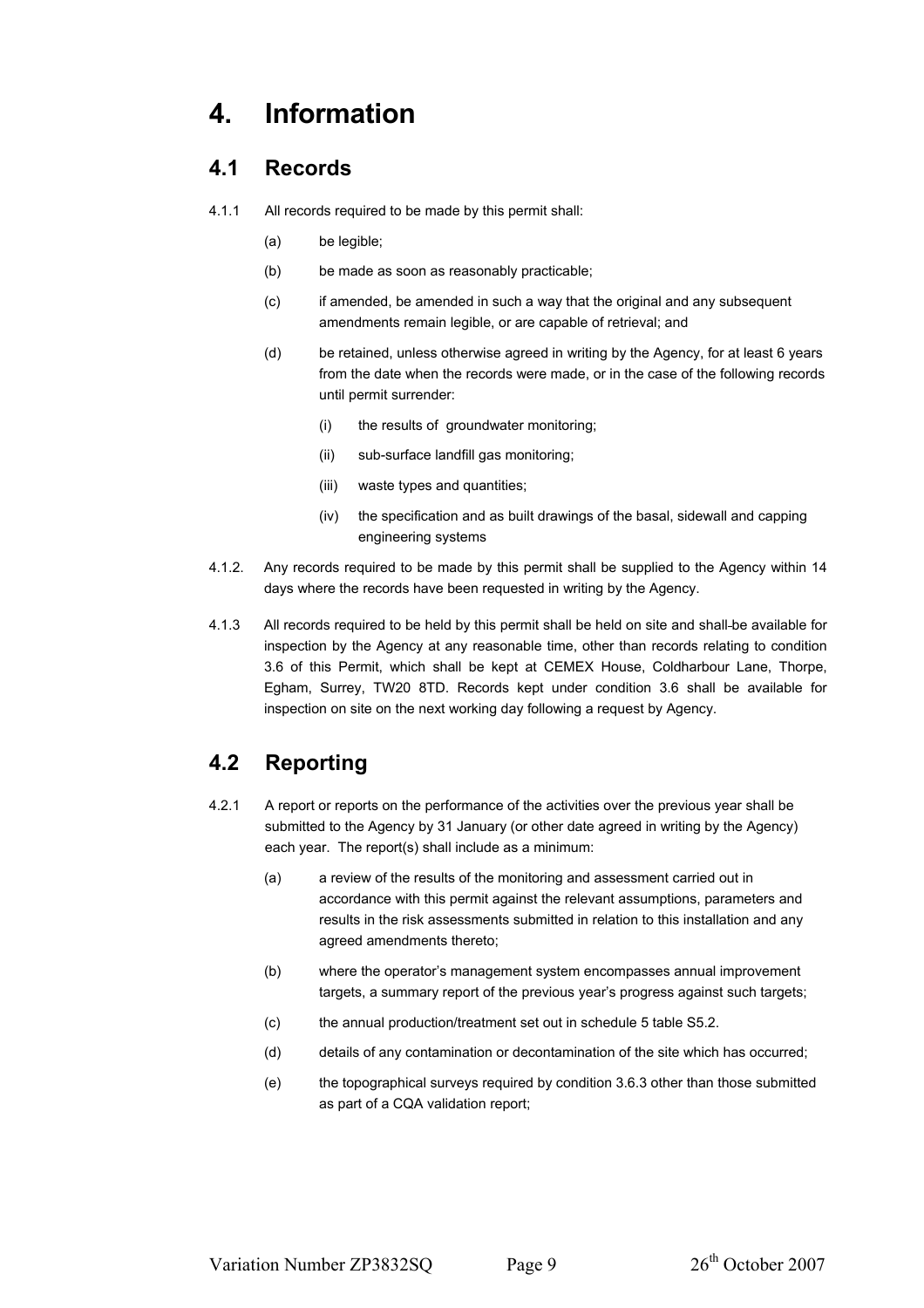# 4. Information

## 4.1 Records

4.1.1 All records required to be made by this permit shall:

(a) be legible;

(b) be made as soon as reasonably practicable;

(c) if amended, be amended in such a way that the original and any subsequent amendments remain legible, or are capable of retrieval; and

(d) be retained, unless otherwise agreed in writing by the Agency, for at least 6 years from the date when the records were made, or in the case of the following records until permit surrender:

(i) the results of groundwater monitoring;

(ii) sub-surface landfill gas monitoring;

(iii) waste types and quantities;

(iv) the specification and as built drawings of the basal, sidewall and capping engineering systems

4.1.2. Any records required to be made by this permit shall be supplied to the Agency within 14 days where the records have been requested in writing by the Agency.

4.1.3 All records required to be held by this permit shall be held on site and shall be available for inspection by the Agency at any reasonable time, other than records relating to condition 3.6 of this Permit, which shall be kept at CEMEX House, Coldharbour Lane, Thorpe, Egham, Surrey, TW20 8TD. Records kept under condition 3.6 shall be available for inspection on site on the next working day following a request by Agency.

## 4.2 Reporting

4.2.1 A report or reports on the performance of the activities over the previous year shall be submitted to the Agency by 31 January (or other date agreed in writing by the Agency) each year. The report(s) shall include as a minimum:

(a) a review of the results of the monitoring and assessment carried out in accordance with this permit against the relevant assumptions, parameters and results in the risk assessments submitted in relation to this installation and any agreed amendments thereto;

(b) where the operator's management system encompasses annual improvement targets, a summary report of the previous year's progress against such targets;

(c) the annual production/treatment set out in schedule 5 table S5.2.

(d) details of any contamination or decontamination of the site which has occurred;

(e) the topographical surveys required by condition 3.6.3 other than those submitted as part of a CQA validation report;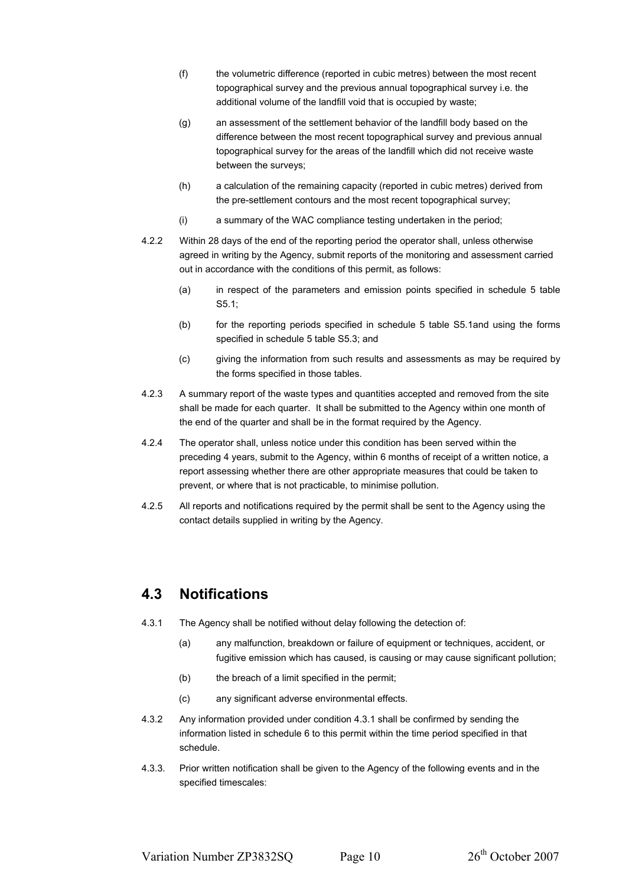(f) the volumetric difference (reported in cubic metres) between the most recent topographical survey and the previous annual topographical survey i.e. the additional volume of the landfill void that is occupied by waste;

(g) an assessment of the settlement behavior of the landfill body based on the difference between the most recent topographical survey and previous annual topographical survey for the areas of the landfill which did not receive waste between the surveys;

(h) a calculation of the remaining capacity (reported in cubic metres) derived from the pre-settlement contours and the most recent topographical survey;

(i) a summary of the WAC compliance testing undertaken in the period;

4.2.2 Within 28 days of the end of the reporting period the operator shall, unless otherwise agreed in writing by the Agency, submit reports of the monitoring and assessment carried out in accordance with the conditions of this permit, as follows:

(a) in respect of the parameters and emission points specified in schedule 5 table S5.1;

(b) for the reporting periods specified in schedule 5 table S5.1and using the forms specified in schedule 5 table S5.3; and

(c) giving the information from such results and assessments as may be required by the forms specified in those tables.

4.2.3 A summary report of the waste types and quantities accepted and removed from the site shall be made for each quarter. It shall be submitted to the Agency within one month of the end of the quarter and shall be in the format required by the Agency.

4.2.4 The operator shall, unless notice under this condition has been served within the preceding 4 years, submit to the Agency, within 6 months of receipt of a written notice, a report assessing whether there are other appropriate measures that could be taken to prevent, or where that is not practicable, to minimise pollution.

4.2.5 All reports and notifications required by the permit shall be sent to the Agency using the contact details supplied in writing by the Agency.

## 4.3 Notifications

4.3.1 The Agency shall be notified without delay following the detection of:

(a) any malfunction, breakdown or failure of equipment or techniques, accident, or fugitive emission which has caused, is causing or may cause significant pollution;

(b) the breach of a limit specified in the permit;

(c) any significant adverse environmental effects.

4.3.2 Any information provided under condition 4.3.1 shall be confirmed by sending the information listed in schedule 6 to this permit within the time period specified in that schedule.

4.3.3. Prior written notification shall be given to the Agency of the following events and in the specified timescales: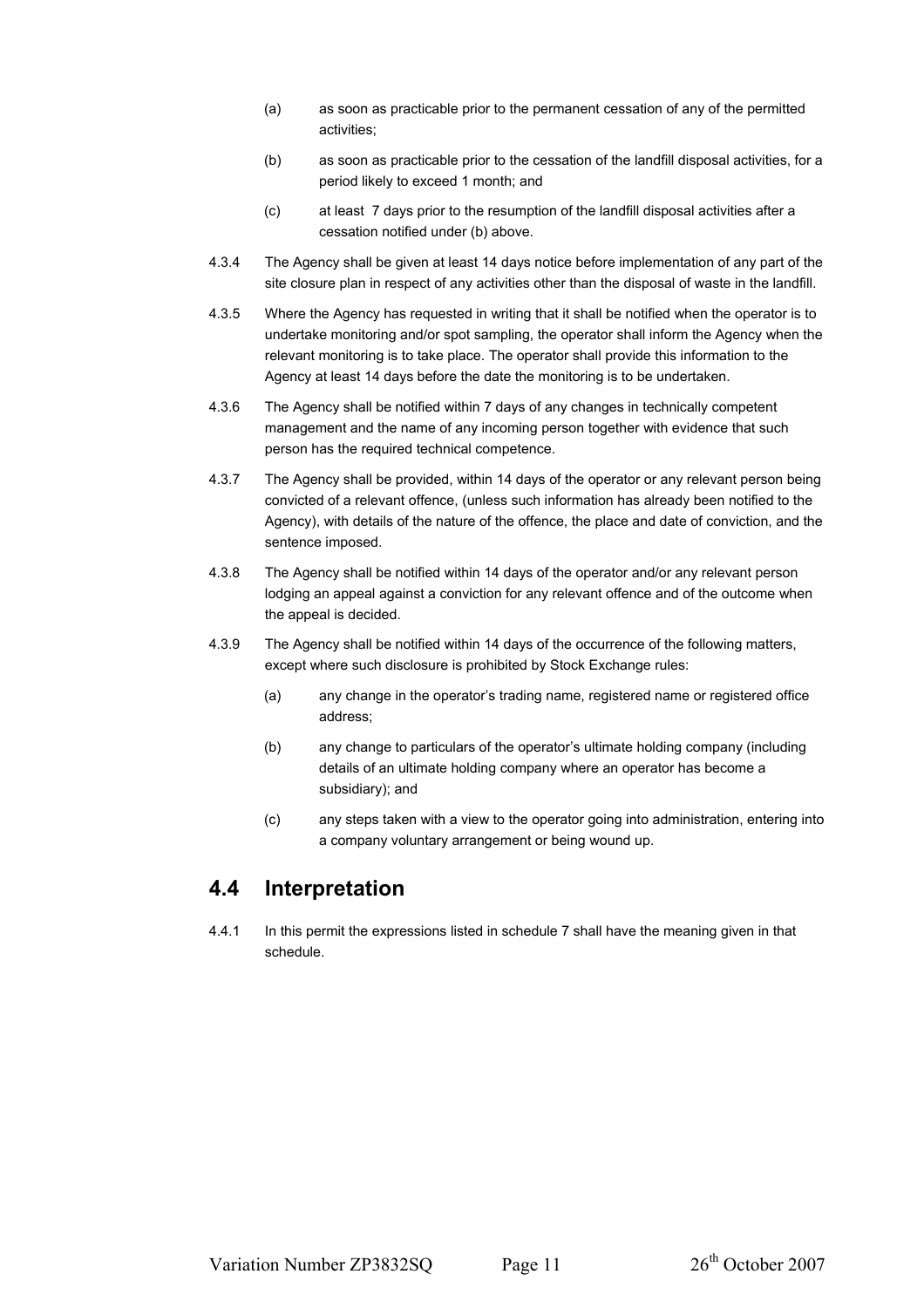(a) as soon as practicable prior to the permanent cessation of any of the permitted activities;

(b) as soon as practicable prior to the cessation of the landfill disposal activities, for a period likely to exceed 1 month; and

(c) at least 7 days prior to the resumption of the landfill disposal activities after a cessation notified under (b) above.

4.3.4 The Agency shall be given at least 14 days notice before implementation of any part of the site closure plan in respect of any activities other than the disposal of waste in the landfill.

4.3.5 Where the Agency has requested in writing that it shall be notified when the operator is to undertake monitoring and/or spot sampling, the operator shall inform the Agency when the relevant monitoring is to take place. The operator shall provide this information to the Agency at least 14 days before the date the monitoring is to be undertaken.

4.3.6 The Agency shall be notified within 7 days of any changes in technically competent management and the name of any incoming person together with evidence that such person has the required technical competence.

4.3.7 The Agency shall be provided, within 14 days of the operator or any relevant person being convicted of a relevant offence, (unless such information has already been notified to the Agency), with details of the nature of the offence, the place and date of conviction, and the sentence imposed.

4.3.8 The Agency shall be notified within 14 days of the operator and/or any relevant person lodging an appeal against a conviction for any relevant offence and of the outcome when the appeal is decided.

4.3.9 The Agency shall be notified within 14 days of the occurrence of the following matters, except where such disclosure is prohibited by Stock Exchange rules:

(a) any change in the operator's trading name, registered name or registered office address;

(b) any change to particulars of the operator's ultimate holding company (including details of an ultimate holding company where an operator has become a subsidiary); and

(c) any steps taken with a view to the operator going into administration, entering into a company voluntary arrangement or being wound up.

## 4.4 Interpretation

4.4.1 In this permit the expressions listed in schedule 7 shall have the meaning given in that schedule.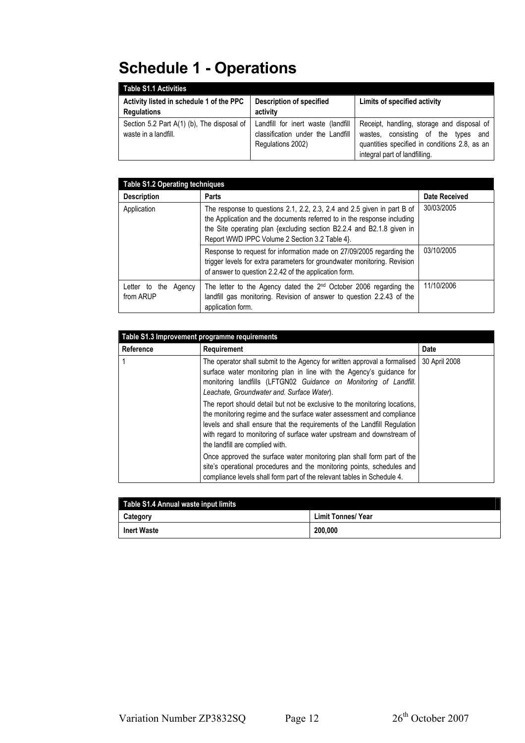# Schedule 1 - Operations

| Table S1.1 Activities | | |
|---|---|---|
| **Activity listed in schedule 1 of the PPC Regulations** | **Description of specified activity** | **Limits of specified activity** |
| Section 5.2 Part A(1) (b), The disposal of waste in a landfill. | Landfill for inert waste (landfill classification under the Landfill Regulations 2002) | Receipt, handling, storage and disposal of wastes, consisting of the types and quantities specified in conditions 2.8, as an integral part of landfilling. |

| Table S1.2 Operating techniques | | |
|---|---|---|
| **Description** | **Parts** | **Date Received** |
| Application | The response to questions 2.1, 2.2, 2.3, 2.4 and 2.5 given in part B of the Application and the documents referred to in the response including the Site operating plan {excluding section B2.2.4 and B2.1.8 given in Report WWD IPPC Volume 2 Section 3.2 Table 4}. | 30/03/2005 |
| | Response to request for information made on 27/09/2005 regarding the trigger levels for extra parameters for groundwater monitoring. Revision of answer to question 2.2.42 of the application form. | 03/10/2005 |
| Letter to the Agency from ARUP | The letter to the Agency dated the 2nd October 2006 regarding the landfill gas monitoring. Revision of answer to question 2.2.43 of the application form. | 11/10/2006 |

| Table S1.3 Improvement programme requirements | | |
|---|---|---|
| **Reference** | **Requirement** | **Date** |
| 1 | The operator shall submit to the Agency for written approval a formalised surface water monitoring plan in line with the Agency's guidance for monitoring landfills (LFTGN02 *Guidance on Monitoring of Landfill. Leachate, Groundwater and. Surface Water*).<br><br>The report should detail but not be exclusive to the monitoring locations, the monitoring regime and the surface water assessment and compliance levels and shall ensure that the requirements of the Landfill Regulation with regard to monitoring of surface water upstream and downstream of the landfill are complied with.<br><br>Once approved the surface water monitoring plan shall form part of the site's operational procedures and the monitoring points, schedules and compliance levels shall form part of the relevant tables in Schedule 4. | 30 April 2008 |

| Table S1.4 Annual waste input limits | |
|---|---|
| **Category** | **Limit Tonnes/ Year** |
| **Inert Waste** | **200,000** |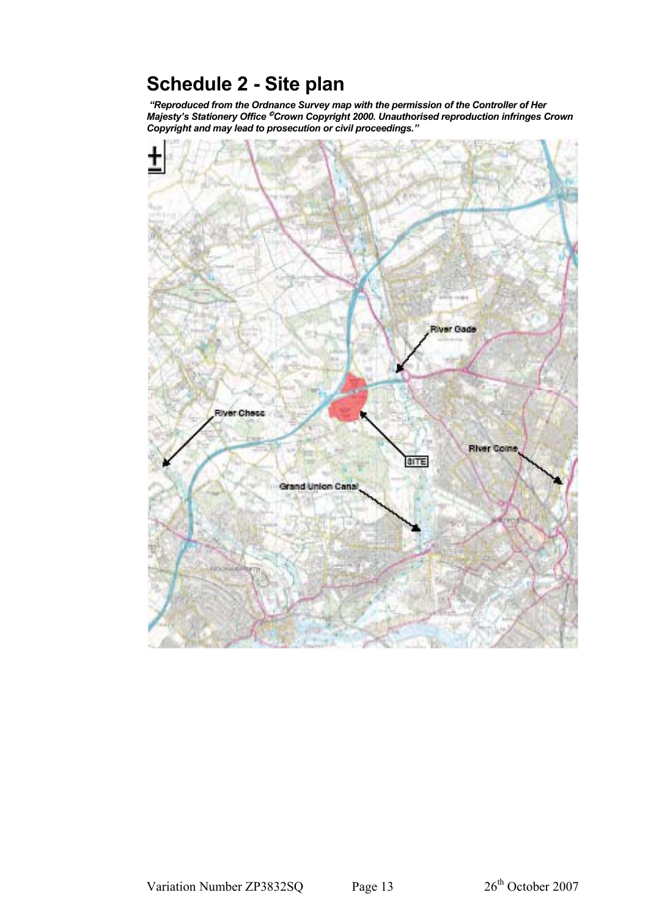# Schedule 2 - Site plan

***"Reproduced from the Ordnance Survey map with the permission of the Controller of Her Majesty's Stationery Office ©Crown Copyright 2000. Unauthorised reproduction infringes Crown Copyright and may lead to prosecution or civil proceedings."***

River Gade

River Chess

SITE

River Colne

Grand Union Canal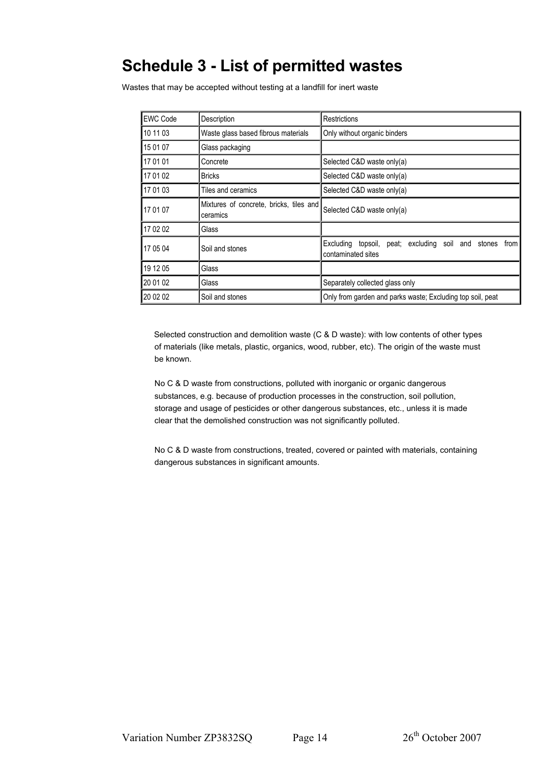# Schedule 3 - List of permitted wastes

Wastes that may be accepted without testing at a landfill for inert waste

| EWC Code | Description | Restrictions |
|---|---|---|
| 10 11 03 | Waste glass based fibrous materials | Only without organic binders |
| 15 01 07 | Glass packaging | |
| 17 01 01 | Concrete | Selected C&D waste only(a) |
| 17 01 02 | Bricks | Selected C&D waste only(a) |
| 17 01 03 | Tiles and ceramics | Selected C&D waste only(a) |
| 17 01 07 | Mixtures of concrete, bricks, tiles and ceramics | Selected C&D waste only(a) |
| 17 02 02 | Glass | |
| 17 05 04 | Soil and stones | Excluding topsoil, peat; excluding soil and stones from contaminated sites |
| 19 12 05 | Glass | |
| 20 01 02 | Glass | Separately collected glass only |
| 20 02 02 | Soil and stones | Only from garden and parks waste; Excluding top soil, peat |

Selected construction and demolition waste (C & D waste): with low contents of other types of materials (like metals, plastic, organics, wood, rubber, etc). The origin of the waste must be known.

No C & D waste from constructions, polluted with inorganic or organic dangerous substances, e.g. because of production processes in the construction, soil pollution, storage and usage of pesticides or other dangerous substances, etc., unless it is made clear that the demolished construction was not significantly polluted.

No C & D waste from constructions, treated, covered or painted with materials, containing dangerous substances in significant amounts.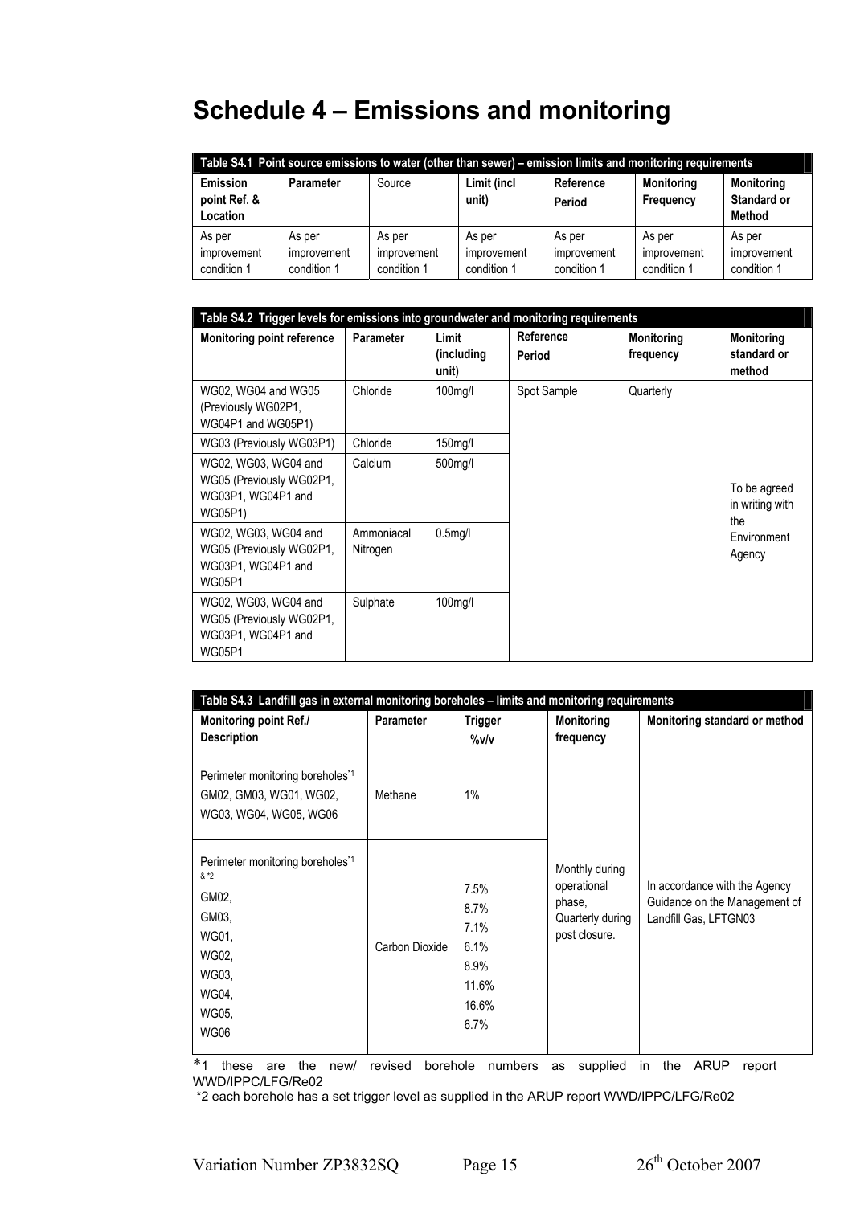# Schedule 4 – Emissions and monitoring

| Table S4.1 Point source emissions to water (other than sewer) – emission limits and monitoring requirements | | | | | | |
|---|---|---|---|---|---|---|
| **Emission point Ref. & Location** | **Parameter** | Source | **Limit (incl unit)** | **Reference Period** | **Monitoring Frequency** | **Monitoring Standard or Method** |
| As per improvement condition 1 | As per improvement condition 1 | As per improvement condition 1 | As per improvement condition 1 | As per improvement condition 1 | As per improvement condition 1 | As per improvement condition 1 |

| Table S4.2 Trigger levels for emissions into groundwater and monitoring requirements | | | | | |
|---|---|---|---|---|---|
| **Monitoring point reference** | **Parameter** | **Limit (including unit)** | **Reference Period** | **Monitoring frequency** | **Monitoring standard or method** |
| WG02, WG04 and WG05 (Previously WG02P1, WG04P1 and WG05P1) | Chloride | 100mg/l | Spot Sample | Quarterly | To be agreed in writing with the Environment Agency |
| WG03 (Previously WG03P1) | Chloride | 150mg/l | | | |
| WG02, WG03, WG04 and WG05 (Previously WG02P1, WG03P1, WG04P1 and WG05P1) | Calcium | 500mg/l | | | |
| WG02, WG03, WG04 and WG05 (Previously WG02P1, WG03P1, WG04P1 and WG05P1 | Ammoniacal Nitrogen | 0.5mg/l | | | |
| WG02, WG03, WG04 and WG05 (Previously WG02P1, WG03P1, WG04P1 and WG05P1 | Sulphate | 100mg/l | | | |

| Table S4.3 Landfill gas in external monitoring boreholes – limits and monitoring requirements | | | | |
|---|---|---|---|---|
| **Monitoring point Ref./ Description** | **Parameter** | **Trigger %v/v** | **Monitoring frequency** | **Monitoring standard or method** |
| Perimeter monitoring boreholes*1 GM02, GM03, WG01, WG02, WG03, WG04, WG05, WG06 | Methane | 1% | Monthly during operational phase, Quarterly during post closure. | In accordance with the Agency Guidance on the Management of Landfill Gas, LFTGN03 |
| Perimeter monitoring boreholes*1 & *2 GM02, GM03, WG01, WG02, WG03, WG04, WG05, WG06 | Carbon Dioxide | 7.5% 8.7% 7.1% 6.1% 8.9% 11.6% 16.6% 6.7% | | |

*1 these are the new/ revised borehole numbers as supplied in the ARUP report WWD/IPPC/LFG/Re02

*2 each borehole has a set trigger level as supplied in the ARUP report WWD/IPPC/LFG/Re02

Variation Number ZP3832SQ 26th October 2007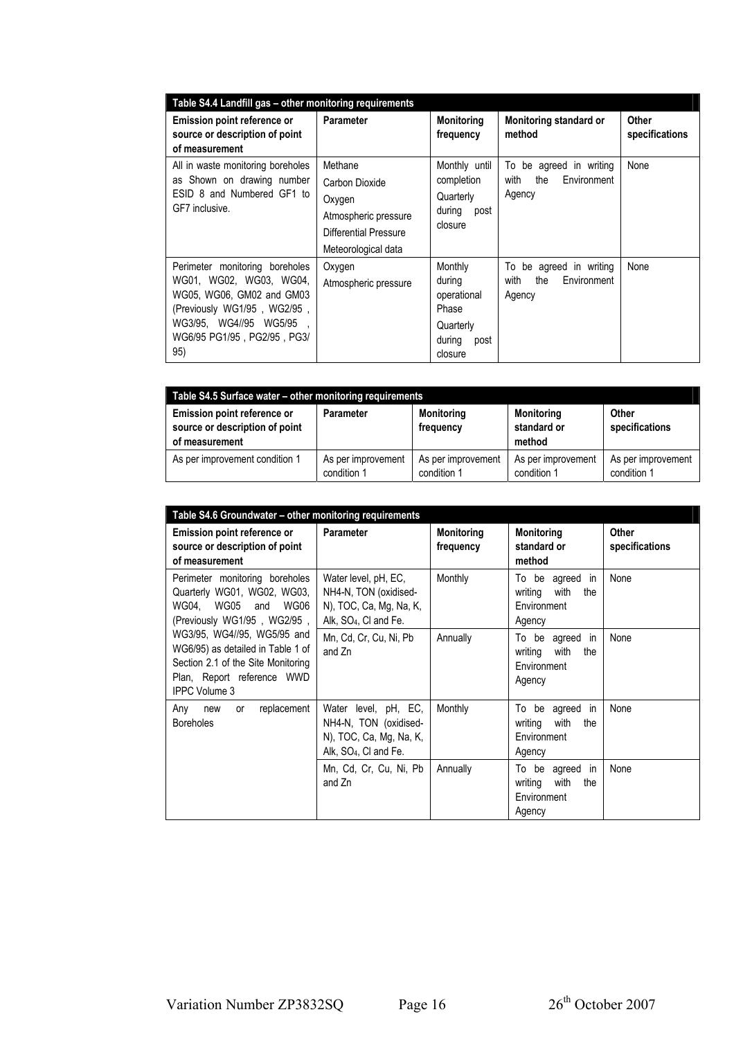| Table S4.4 Landfill gas – other monitoring requirements | | | | |
|---|---|---|---|---|
| **Emission point reference or source or description of point of measurement** | **Parameter** | **Monitoring frequency** | **Monitoring standard or method** | **Other specifications** |
| All in waste monitoring boreholes as Shown on drawing number ESID 8 and Numbered GF1 to GF7 inclusive. | Methane<br>Carbon Dioxide<br>Oxygen<br>Atmospheric pressure<br>Differential Pressure<br>Meteorological data | Monthly until completion<br>Quarterly during post closure | To be agreed in writing with the Environment Agency | None |
| Perimeter monitoring boreholes WG01, WG02, WG03, WG04, WG05, WG06, GM02 and GM03 (Previously WG1/95 , WG2/95 , WG3/95, WG4//95 WG5/95 , WG6/95 PG1/95 , PG2/95 , PG3/ 95) | Oxygen<br>Atmospheric pressure | Monthly during operational Phase<br>Quarterly during post closure | To be agreed in writing with the Environment Agency | None |

| Table S4.5 Surface water – other monitoring requirements | | | | |
|---|---|---|---|---|
| **Emission point reference or source or description of point of measurement** | **Parameter** | **Monitoring frequency** | **Monitoring standard or method** | **Other specifications** |
| As per improvement condition 1 | As per improvement condition 1 | As per improvement condition 1 | As per improvement condition 1 | As per improvement condition 1 |

| Table S4.6 Groundwater – other monitoring requirements | | | | |
|---|---|---|---|---|
| **Emission point reference or source or description of point of measurement** | **Parameter** | **Monitoring frequency** | **Monitoring standard or method** | **Other specifications** |
| Perimeter monitoring boreholes Quarterly WG01, WG02, WG03, WG04, WG05 and WG06 (Previously WG1/95 , WG2/95 , WG3/95, WG4//95, WG5/95 and WG6/95) as detailed in Table 1 of Section 2.1 of the Site Monitoring Plan, Report reference WWD IPPC Volume 3 | Water level, pH, EC, NH4-N, TON (oxidised-N), TOC, Ca, Mg, Na, K, Alk, $SO_4$, Cl and Fe. | Monthly | To be agreed in writing with the Environment Agency | None |
| | Mn, Cd, Cr, Cu, Ni, Pb and Zn | Annually | To be agreed in writing with the Environment Agency | None |
| Any new or replacement Boreholes | Water level, pH, EC, NH4-N, TON (oxidised-N), TOC, Ca, Mg, Na, K, Alk, $SO_4$, Cl and Fe. | Monthly | To be agreed in writing with the Environment Agency | None |
| | Mn, Cd, Cr, Cu, Ni, Pb and Zn | Annually | To be agreed in writing with the Environment Agency | None |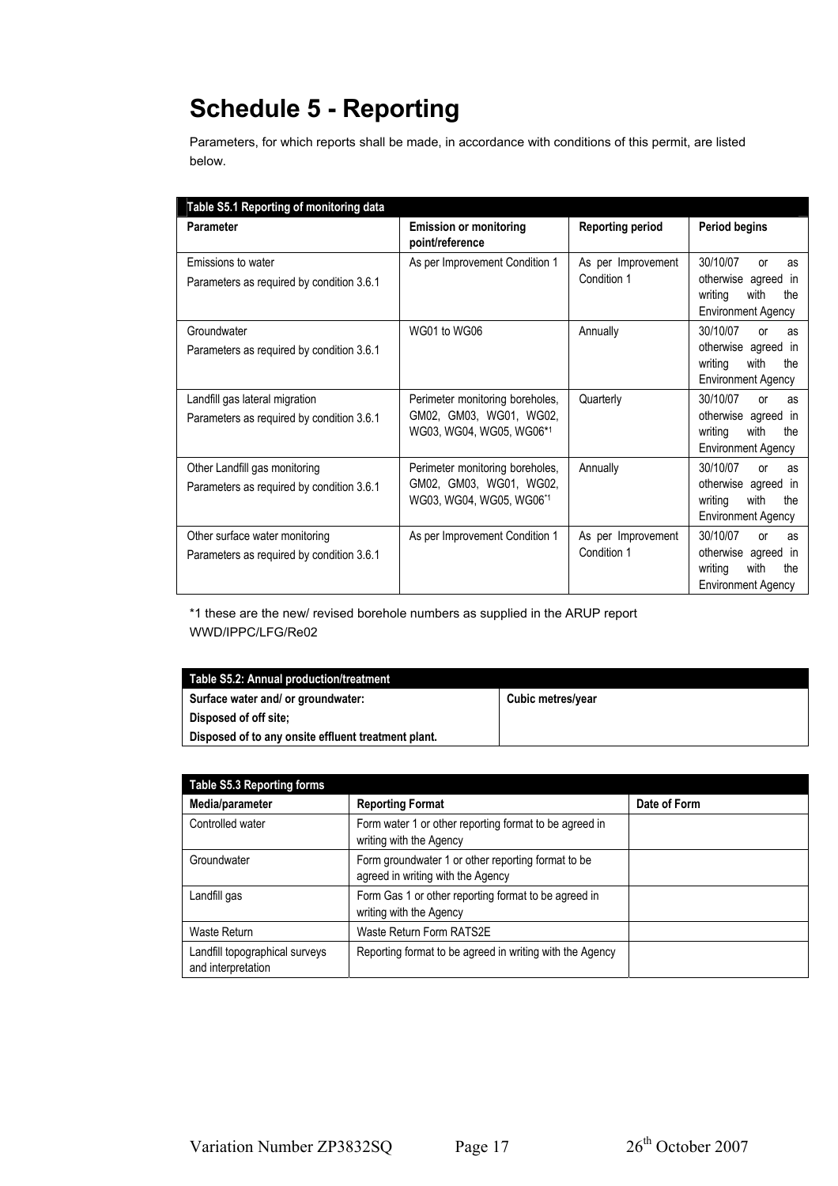# Schedule 5 - Reporting

Parameters, for which reports shall be made, in accordance with conditions of this permit, are listed below.

| Table S5.1 Reporting of monitoring data | | | |
|---|---|---|---|
| **Parameter** | **Emission or monitoring point/reference** | **Reporting period** | **Period begins** |
| Emissions to water<br>Parameters as required by condition 3.6.1 | As per Improvement Condition 1 | As per Improvement Condition 1 | 30/10/07 or as otherwise agreed in writing with the Environment Agency |
| Groundwater<br>Parameters as required by condition 3.6.1 | WG01 to WG06 | Annually | 30/10/07 or as otherwise agreed in writing with the Environment Agency |
| Landfill gas lateral migration<br>Parameters as required by condition 3.6.1 | Perimeter monitoring boreholes, GM02, GM03, WG01, WG02, WG03, WG04, WG05, WG06*1 | Quarterly | 30/10/07 or as otherwise agreed in writing with the Environment Agency |
| Other Landfill gas monitoring<br>Parameters as required by condition 3.6.1 | Perimeter monitoring boreholes, GM02, GM03, WG01, WG02, WG03, WG04, WG05, WG06*1 | Annually | 30/10/07 or as otherwise agreed in writing with the Environment Agency |
| Other surface water monitoring<br>Parameters as required by condition 3.6.1 | As per Improvement Condition 1 | As per Improvement Condition 1 | 30/10/07 or as otherwise agreed in writing with the Environment Agency |

*1 these are the new/ revised borehole numbers as supplied in the ARUP report WWD/IPPC/LFG/Re02

| Table S5.2: Annual production/treatment | |
|---|---|
| **Surface water and/ or groundwater:**<br>**Disposed of off site;**<br>**Disposed of to any onsite effluent treatment plant.** | **Cubic metres/year** |

| Table S5.3 Reporting forms | | |
|---|---|---|
| **Media/parameter** | **Reporting Format** | **Date of Form** |
| Controlled water | Form water 1 or other reporting format to be agreed in writing with the Agency | |
| Groundwater | Form groundwater 1 or other reporting format to be agreed in writing with the Agency | |
| Landfill gas | Form Gas 1 or other reporting format to be agreed in writing with the Agency | |
| Waste Return | Waste Return Form RATS2E | |
| Landfill topographical surveys and interpretation | Reporting format to be agreed in writing with the Agency | |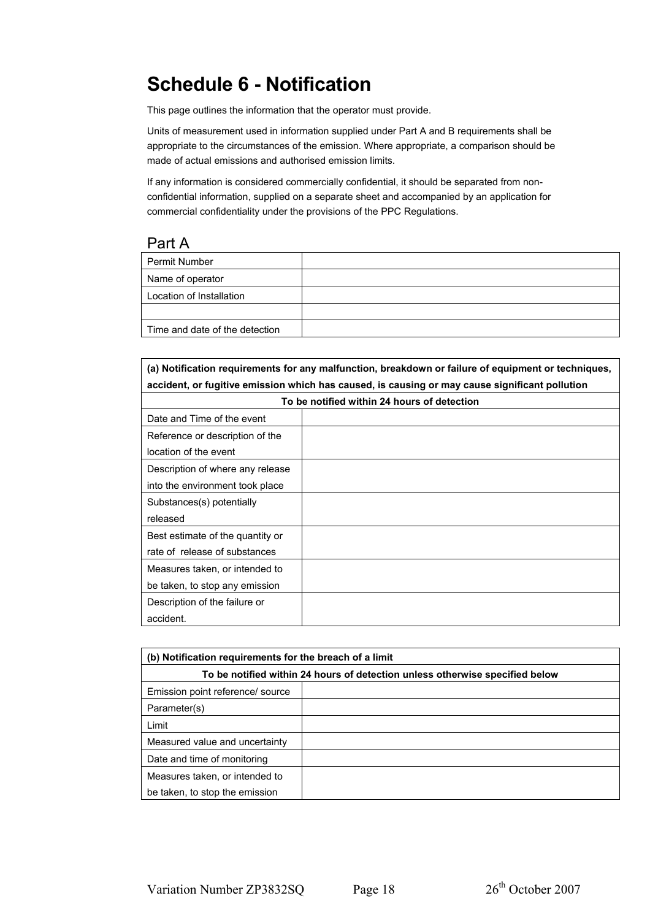# Schedule 6 - Notification

This page outlines the information that the operator must provide.

Units of measurement used in information supplied under Part A and B requirements shall be appropriate to the circumstances of the emission. Where appropriate, a comparison should be made of actual emissions and authorised emission limits.

If any information is considered commercially confidential, it should be separated from non-confidential information, supplied on a separate sheet and accompanied by an application for commercial confidentiality under the provisions of the PPC Regulations.

## Part A

| | |
|---|---|
| Permit Number | |
| Name of operator | |
| Location of Installation | |
| | |
| Time and date of the detection | |

| **(a) Notification requirements for any malfunction, breakdown or failure of equipment or techniques, accident, or fugitive emission which has caused, is causing or may cause significant pollution** | |
|---|---|
| **To be notified within 24 hours of detection** | |
| Date and Time of the event | |
| Reference or description of the location of the event | |
| Description of where any release into the environment took place | |
| Substances(s) potentially released | |
| Best estimate of the quantity or rate of release of substances | |
| Measures taken, or intended to be taken, to stop any emission | |
| Description of the failure or accident. | |

| **(b) Notification requirements for the breach of a limit** | |
|---|---|
| **To be notified within 24 hours of detection unless otherwise specified below** | |
| Emission point reference/ source | |
| Parameter(s) | |
| Limit | |
| Measured value and uncertainty | |
| Date and time of monitoring | |
| Measures taken, or intended to be taken, to stop the emission | |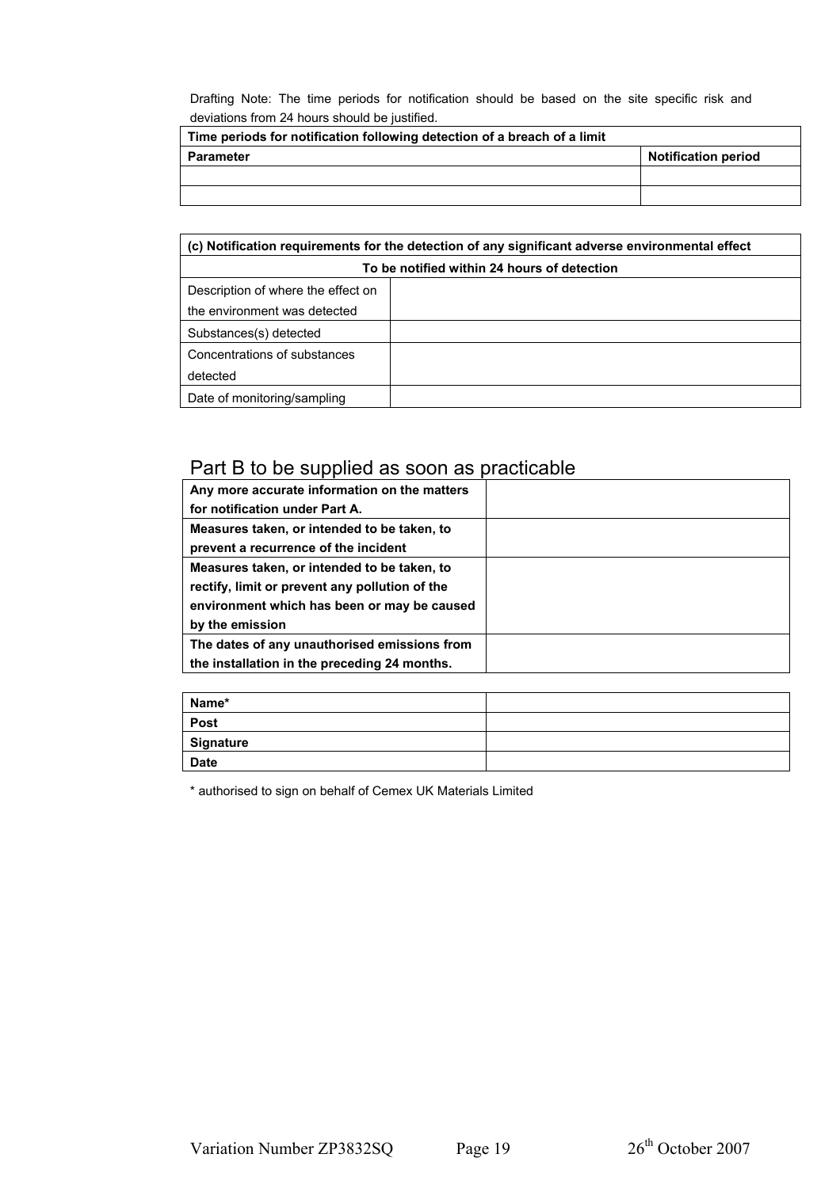Drafting Note: The time periods for notification should be based on the site specific risk and deviations from 24 hours should be justified.

| **Time periods for notification following detection of a breach of a limit** | |
|---|---|
| **Parameter** | **Notification period** |
| | |
| | |

| **(c) Notification requirements for the detection of any significant adverse environmental effect** | |
|---|---|
| **To be notified within 24 hours of detection** | |
| Description of where the effect on the environment was detected | |
| Substances(s) detected | |
| Concentrations of substances detected | |
| Date of monitoring/sampling | |

## Part B to be supplied as soon as practicable

| | |
|---|---|
| **Any more accurate information on the matters for notification under Part A.** | |
| **Measures taken, or intended to be taken, to prevent a recurrence of the incident** | |
| **Measures taken, or intended to be taken, to rectify, limit or prevent any pollution of the environment which has been or may be caused by the emission** | |
| **The dates of any unauthorised emissions from the installation in the preceding 24 months.** | |

| | |
|---|---|
| **Name*** | |
| **Post** | |
| **Signature** | |
| **Date** | |

* authorised to sign on behalf of Cemex UK Materials Limited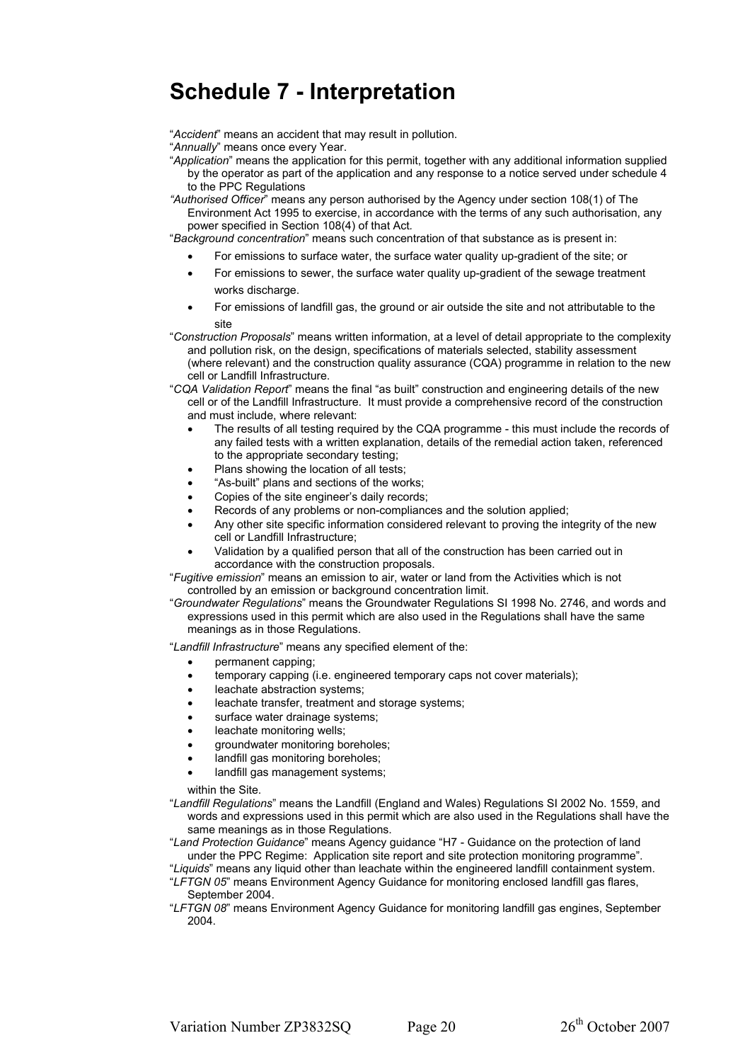# Schedule 7 - Interpretation

"*Accident*" means an accident that may result in pollution.

"*Annually*" means once every Year.

"*Application*" means the application for this permit, together with any additional information supplied by the operator as part of the application and any response to a notice served under schedule 4 to the PPC Regulations

"*Authorised Officer*" means any person authorised by the Agency under section 108(1) of The Environment Act 1995 to exercise, in accordance with the terms of any such authorisation, any power specified in Section 108(4) of that Act.

"*Background concentration*" means such concentration of that substance as is present in:

- For emissions to surface water, the surface water quality up-gradient of the site; or
- For emissions to sewer, the surface water quality up-gradient of the sewage treatment works discharge.
- For emissions of landfill gas, the ground or air outside the site and not attributable to the site

"*Construction Proposals*" means written information, at a level of detail appropriate to the complexity and pollution risk, on the design, specifications of materials selected, stability assessment (where relevant) and the construction quality assurance (CQA) programme in relation to the new cell or Landfill Infrastructure.

"*CQA Validation Report*" means the final "as built" construction and engineering details of the new cell or of the Landfill Infrastructure. It must provide a comprehensive record of the construction and must include, where relevant:

- The results of all testing required by the CQA programme - this must include the records of any failed tests with a written explanation, details of the remedial action taken, referenced to the appropriate secondary testing;
- Plans showing the location of all tests;
- "As-built" plans and sections of the works;
- Copies of the site engineer's daily records;
- Records of any problems or non-compliances and the solution applied;
- Any other site specific information considered relevant to proving the integrity of the new cell or Landfill Infrastructure;
- Validation by a qualified person that all of the construction has been carried out in accordance with the construction proposals.

"*Fugitive emission*" means an emission to air, water or land from the Activities which is not controlled by an emission or background concentration limit.

"*Groundwater Regulations*" means the Groundwater Regulations SI 1998 No. 2746, and words and expressions used in this permit which are also used in the Regulations shall have the same meanings as in those Regulations.

"*Landfill Infrastructure*" means any specified element of the:

- permanent capping;
- temporary capping (i.e. engineered temporary caps not cover materials);
- leachate abstraction systems;
- leachate transfer, treatment and storage systems;
- surface water drainage systems;
- leachate monitoring wells;
- groundwater monitoring boreholes;
- landfill gas monitoring boreholes;
- landfill gas management systems;

within the Site.

"*Landfill Regulations*" means the Landfill (England and Wales) Regulations SI 2002 No. 1559, and words and expressions used in this permit which are also used in the Regulations shall have the same meanings as in those Regulations.

"*Land Protection Guidance*" means Agency guidance "H7 - Guidance on the protection of land under the PPC Regime: Application site report and site protection monitoring programme".

"*Liquids*" means any liquid other than leachate within the engineered landfill containment system.

"*LFTGN 05*" means Environment Agency Guidance for monitoring enclosed landfill gas flares, September 2004.

"*LFTGN 08*" means Environment Agency Guidance for monitoring landfill gas engines, September 2004.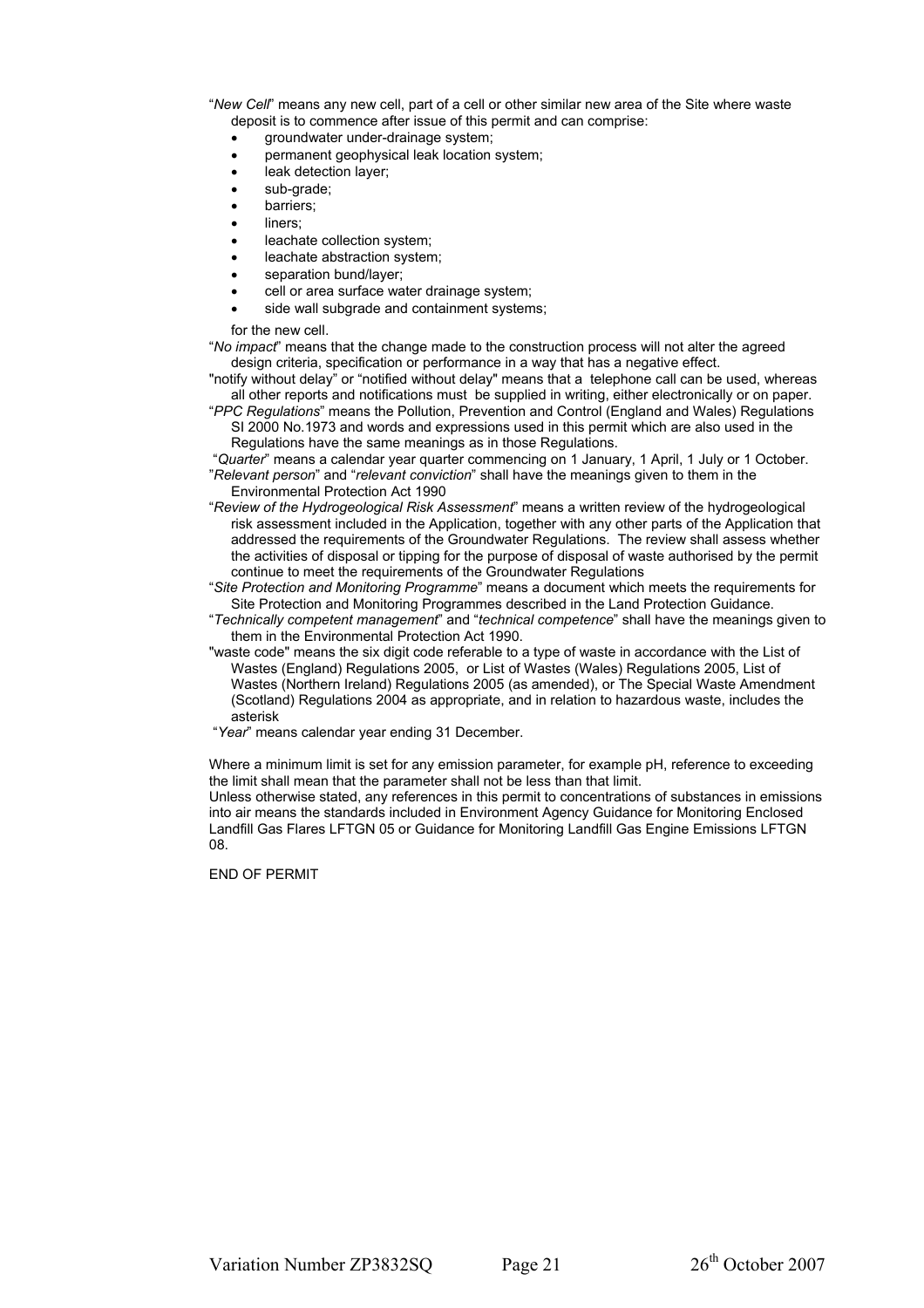"*New Cell*" means any new cell, part of a cell or other similar new area of the Site where waste deposit is to commence after issue of this permit and can comprise:

- groundwater under-drainage system;
- permanent geophysical leak location system;
- leak detection layer;
- sub-grade;
- barriers;
- liners;
- leachate collection system;
- leachate abstraction system;
- separation bund/layer;
- cell or area surface water drainage system;
- side wall subgrade and containment systems;

for the new cell.

"*No impact*" means that the change made to the construction process will not alter the agreed design criteria, specification or performance in a way that has a negative effect.

"notify without delay" or "notified without delay" means that a telephone call can be used, whereas all other reports and notifications must be supplied in writing, either electronically or on paper.

"*PPC Regulations*" means the Pollution, Prevention and Control (England and Wales) Regulations SI 2000 No.1973 and words and expressions used in this permit which are also used in the Regulations have the same meanings as in those Regulations.

"*Quarter*" means a calendar year quarter commencing on 1 January, 1 April, 1 July or 1 October.

"*Relevant person*" and "*relevant conviction*" shall have the meanings given to them in the Environmental Protection Act 1990

"*Review of the Hydrogeological Risk Assessment*" means a written review of the hydrogeological risk assessment included in the Application, together with any other parts of the Application that addressed the requirements of the Groundwater Regulations. The review shall assess whether the activities of disposal or tipping for the purpose of disposal of waste authorised by the permit continue to meet the requirements of the Groundwater Regulations

"*Site Protection and Monitoring Programme*" means a document which meets the requirements for Site Protection and Monitoring Programmes described in the Land Protection Guidance.

"*Technically competent management*" and "*technical competence*" shall have the meanings given to them in the Environmental Protection Act 1990.

"waste code" means the six digit code referable to a type of waste in accordance with the List of Wastes (England) Regulations 2005, or List of Wastes (Wales) Regulations 2005, List of Wastes (Northern Ireland) Regulations 2005 (as amended), or The Special Waste Amendment (Scotland) Regulations 2004 as appropriate, and in relation to hazardous waste, includes the asterisk

"*Year*" means calendar year ending 31 December.

Where a minimum limit is set for any emission parameter, for example pH, reference to exceeding the limit shall mean that the parameter shall not be less than that limit.

Unless otherwise stated, any references in this permit to concentrations of substances in emissions into air means the standards included in Environment Agency Guidance for Monitoring Enclosed Landfill Gas Flares LFTGN 05 or Guidance for Monitoring Landfill Gas Engine Emissions LFTGN 08.

END OF PERMIT